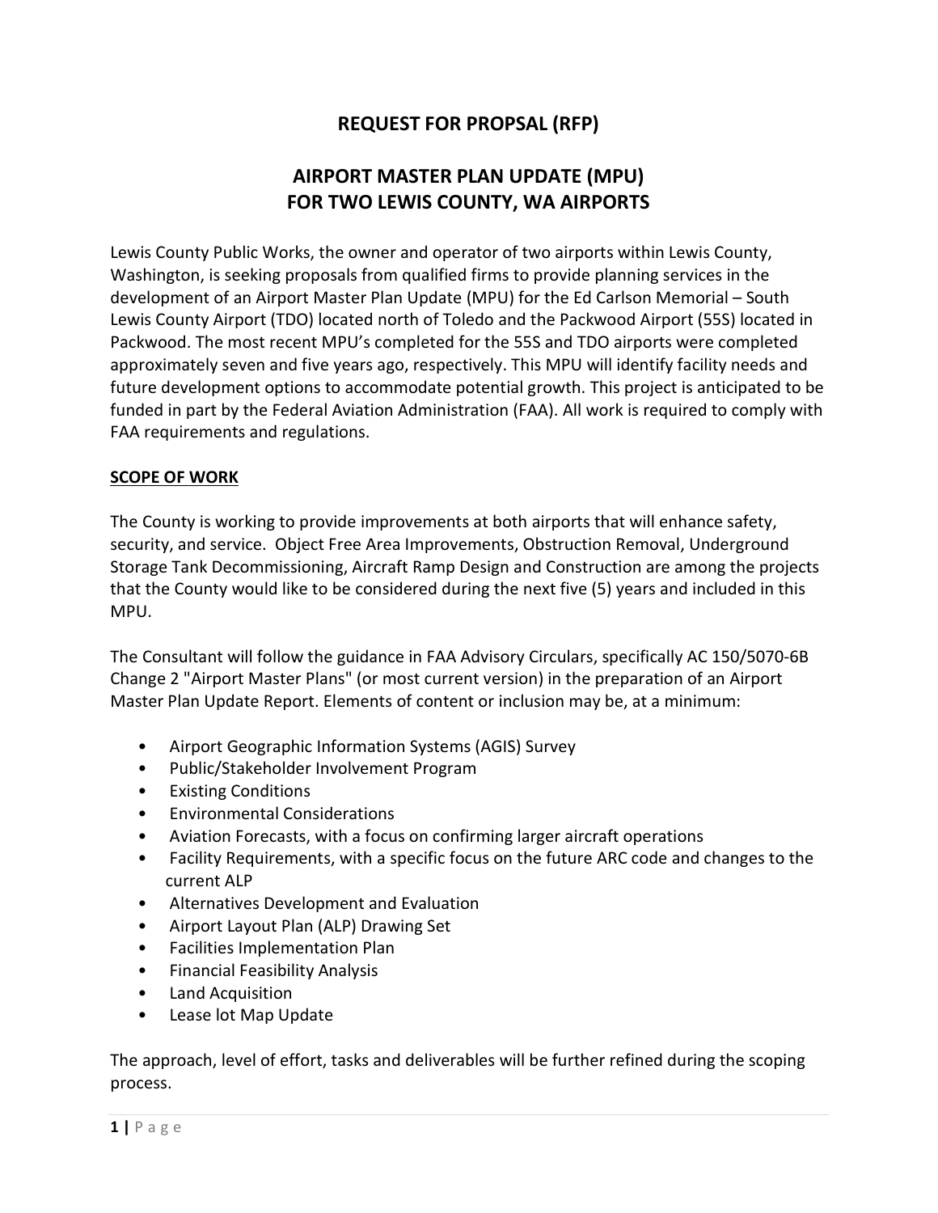# REQUEST FOR PROPSAL (RFP)

# AIRPORT MASTER PLAN UPDATE (MPU)
# FOR TWO LEWIS COUNTY, WA AIRPORTS

Lewis County Public Works, the owner and operator of two airports within Lewis County, Washington, is seeking proposals from qualified firms to provide planning services in the development of an Airport Master Plan Update (MPU) for the Ed Carlson Memorial – South Lewis County Airport (TDO) located north of Toledo and the Packwood Airport (55S) located in Packwood. The most recent MPU's completed for the 55S and TDO airports were completed approximately seven and five years ago, respectively. This MPU will identify facility needs and future development options to accommodate potential growth. This project is anticipated to be funded in part by the Federal Aviation Administration (FAA). All work is required to comply with FAA requirements and regulations.

## SCOPE OF WORK

The County is working to provide improvements at both airports that will enhance safety, security, and service. Object Free Area Improvements, Obstruction Removal, Underground Storage Tank Decommissioning, Aircraft Ramp Design and Construction are among the projects that the County would like to be considered during the next five (5) years and included in this MPU.

The Consultant will follow the guidance in FAA Advisory Circulars, specifically AC 150/5070-6B Change 2 "Airport Master Plans" (or most current version) in the preparation of an Airport Master Plan Update Report. Elements of content or inclusion may be, at a minimum:

- Airport Geographic Information Systems (AGIS) Survey
- Public/Stakeholder Involvement Program
- Existing Conditions
- Environmental Considerations
- Aviation Forecasts, with a focus on confirming larger aircraft operations
- Facility Requirements, with a specific focus on the future ARC code and changes to the current ALP
- Alternatives Development and Evaluation
- Airport Layout Plan (ALP) Drawing Set
- Facilities Implementation Plan
- Financial Feasibility Analysis
- Land Acquisition
- Lease lot Map Update

The approach, level of effort, tasks and deliverables will be further refined during the scoping process.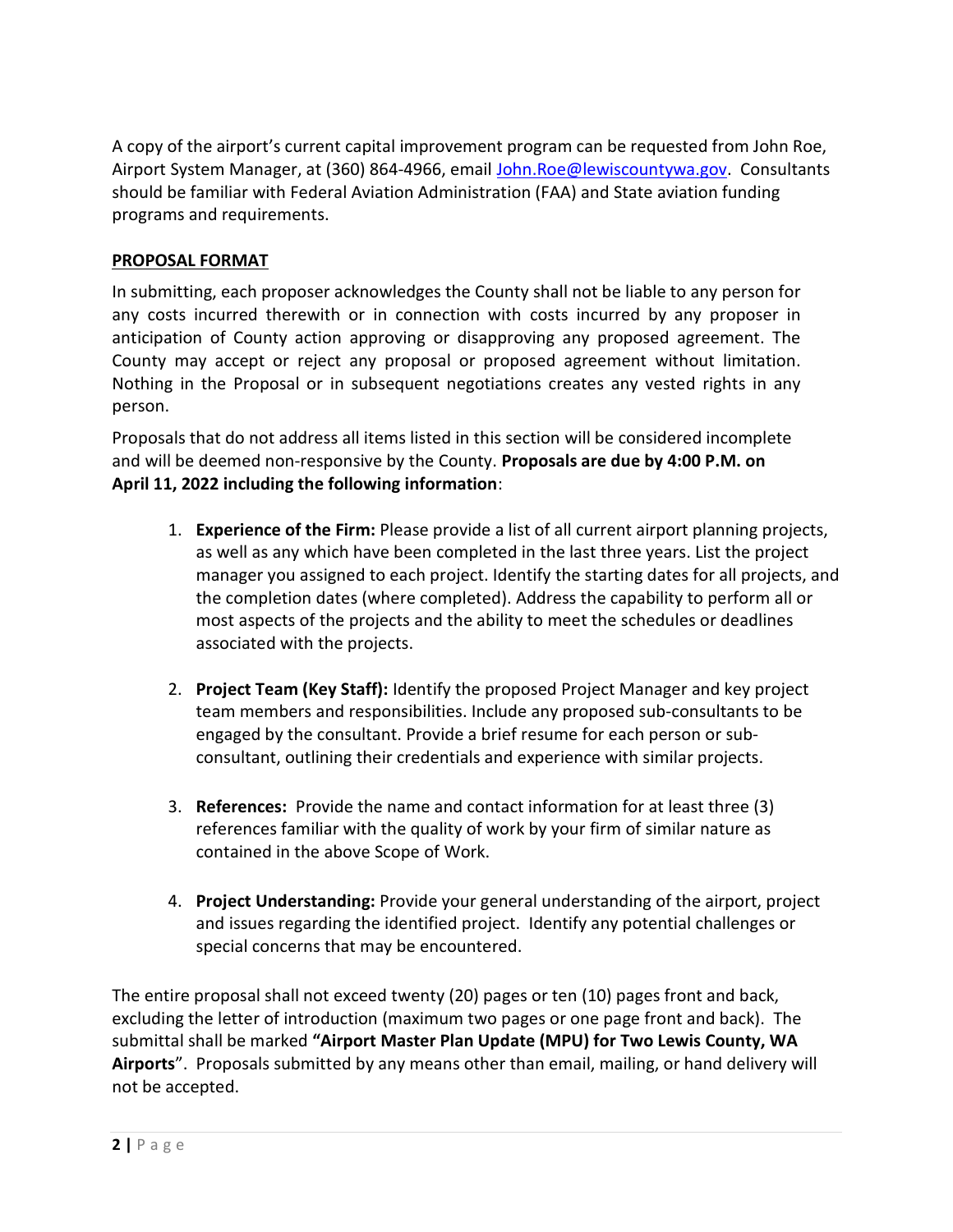A copy of the airport's current capital improvement program can be requested from John Roe, Airport System Manager, at (360) 864-4966, email John.Roe@lewiscountywa.gov. Consultants should be familiar with Federal Aviation Administration (FAA) and State aviation funding programs and requirements.

## PROPOSAL FORMAT

In submitting, each proposer acknowledges the County shall not be liable to any person for any costs incurred therewith or in connection with costs incurred by any proposer in anticipation of County action approving or disapproving any proposed agreement. The County may accept or reject any proposal or proposed agreement without limitation. Nothing in the Proposal or in subsequent negotiations creates any vested rights in any person.

Proposals that do not address all items listed in this section will be considered incomplete and will be deemed non-responsive by the County. **Proposals are due by 4:00 P.M. on April 11, 2022 including the following information**:

1. **Experience of the Firm:** Please provide a list of all current airport planning projects, as well as any which have been completed in the last three years. List the project manager you assigned to each project. Identify the starting dates for all projects, and the completion dates (where completed). Address the capability to perform all or most aspects of the projects and the ability to meet the schedules or deadlines associated with the projects.

2. **Project Team (Key Staff):** Identify the proposed Project Manager and key project team members and responsibilities. Include any proposed sub-consultants to be engaged by the consultant. Provide a brief resume for each person or sub-consultant, outlining their credentials and experience with similar projects.

3. **References:** Provide the name and contact information for at least three (3) references familiar with the quality of work by your firm of similar nature as contained in the above Scope of Work.

4. **Project Understanding:** Provide your general understanding of the airport, project and issues regarding the identified project. Identify any potential challenges or special concerns that may be encountered.

The entire proposal shall not exceed twenty (20) pages or ten (10) pages front and back, excluding the letter of introduction (maximum two pages or one page front and back). The submittal shall be marked **"Airport Master Plan Update (MPU) for Two Lewis County, WA Airports**". Proposals submitted by any means other than email, mailing, or hand delivery will not be accepted.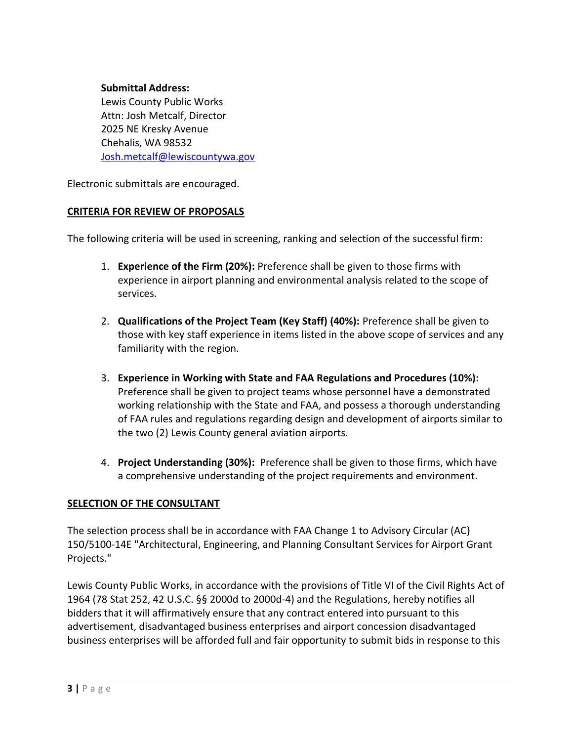**Submittal Address:**
Lewis County Public Works
Attn: Josh Metcalf, Director
2025 NE Kresky Avenue
Chehalis, WA 98532
Josh.metcalf@lewiscountywa.gov

Electronic submittals are encouraged.

## CRITERIA FOR REVIEW OF PROPOSALS

The following criteria will be used in screening, ranking and selection of the successful firm:

1. **Experience of the Firm (20%):** Preference shall be given to those firms with experience in airport planning and environmental analysis related to the scope of services.

2. **Qualifications of the Project Team (Key Staff) (40%):** Preference shall be given to those with key staff experience in items listed in the above scope of services and any familiarity with the region.

3. **Experience in Working with State and FAA Regulations and Procedures (10%):** Preference shall be given to project teams whose personnel have a demonstrated working relationship with the State and FAA, and possess a thorough understanding of FAA rules and regulations regarding design and development of airports similar to the two (2) Lewis County general aviation airports.

4. **Project Understanding (30%):** Preference shall be given to those firms, which have a comprehensive understanding of the project requirements and environment.

## SELECTION OF THE CONSULTANT

The selection process shall be in accordance with FAA Change 1 to Advisory Circular (AC} 150/5100-14E "Architectural, Engineering, and Planning Consultant Services for Airport Grant Projects."

Lewis County Public Works, in accordance with the provisions of Title VI of the Civil Rights Act of 1964 (78 Stat 252, 42 U.S.C. §§ 2000d to 2000d-4) and the Regulations, hereby notifies all bidders that it will affirmatively ensure that any contract entered into pursuant to this advertisement, disadvantaged business enterprises and airport concession disadvantaged business enterprises will be afforded full and fair opportunity to submit bids in response to this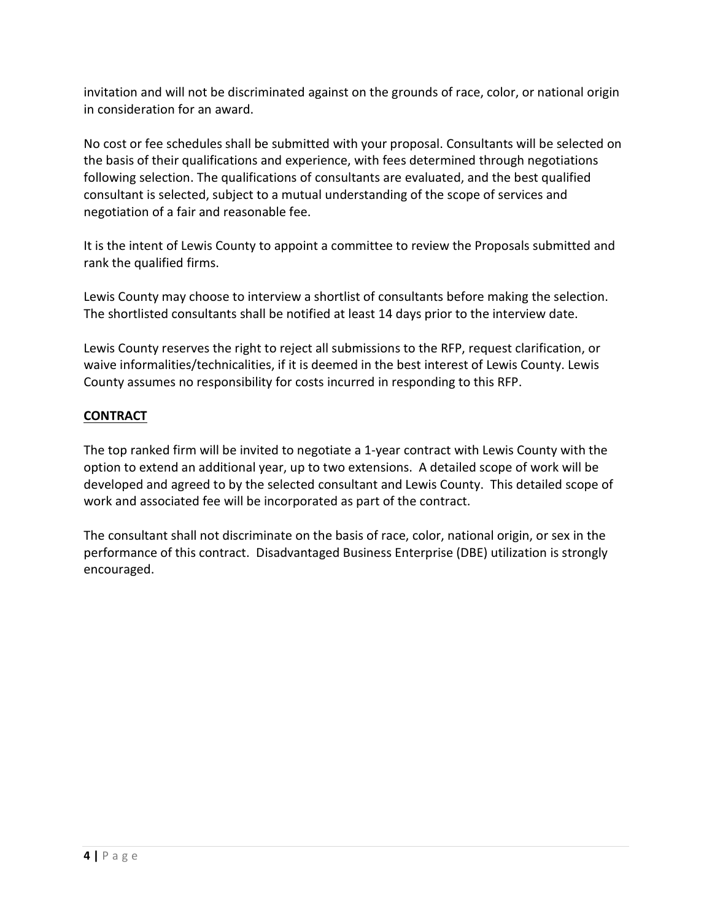invitation and will not be discriminated against on the grounds of race, color, or national origin in consideration for an award.

No cost or fee schedules shall be submitted with your proposal. Consultants will be selected on the basis of their qualifications and experience, with fees determined through negotiations following selection. The qualifications of consultants are evaluated, and the best qualified consultant is selected, subject to a mutual understanding of the scope of services and negotiation of a fair and reasonable fee.

It is the intent of Lewis County to appoint a committee to review the Proposals submitted and rank the qualified firms.

Lewis County may choose to interview a shortlist of consultants before making the selection. The shortlisted consultants shall be notified at least 14 days prior to the interview date.

Lewis County reserves the right to reject all submissions to the RFP, request clarification, or waive informalities/technicalities, if it is deemed in the best interest of Lewis County. Lewis County assumes no responsibility for costs incurred in responding to this RFP.

## CONTRACT

The top ranked firm will be invited to negotiate a 1-year contract with Lewis County with the option to extend an additional year, up to two extensions. A detailed scope of work will be developed and agreed to by the selected consultant and Lewis County. This detailed scope of work and associated fee will be incorporated as part of the contract.

The consultant shall not discriminate on the basis of race, color, national origin, or sex in the performance of this contract. Disadvantaged Business Enterprise (DBE) utilization is strongly encouraged.